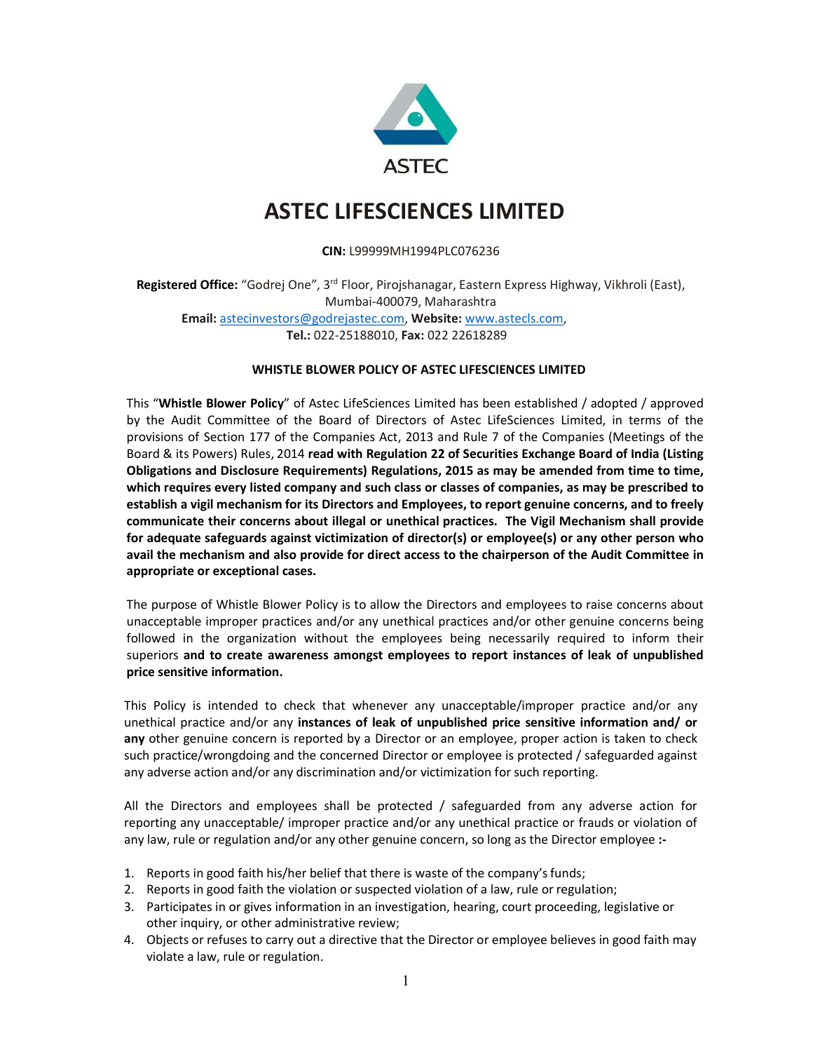ASTEC

# ASTEC LIFESCIENCES LIMITED

**CIN:** L99999MH1994PLC076236

**Registered Office:** "Godrej One", 3rd Floor, Pirojshanagar, Eastern Express Highway, Vikhroli (East), Mumbai-400079, Maharashtra
**Email:** astecinvestors@godrejastec.com, **Website:** www.astecls.com,
**Tel.:** 022-25188010, **Fax:** 022 22618289

## WHISTLE BLOWER POLICY OF ASTEC LIFESCIENCES LIMITED

This "**Whistle Blower Policy**" of Astec LifeSciences Limited has been established / adopted / approved by the Audit Committee of the Board of Directors of Astec LifeSciences Limited, in terms of the provisions of Section 177 of the Companies Act, 2013 and Rule 7 of the Companies (Meetings of the Board & its Powers) Rules, 2014 **read with Regulation 22 of Securities Exchange Board of India (Listing Obligations and Disclosure Requirements) Regulations, 2015 as may be amended from time to time, which requires every listed company and such class or classes of companies, as may be prescribed to establish a vigil mechanism for its Directors and Employees, to report genuine concerns, and to freely communicate their concerns about illegal or unethical practices. The Vigil Mechanism shall provide for adequate safeguards against victimization of director(s) or employee(s) or any other person who avail the mechanism and also provide for direct access to the chairperson of the Audit Committee in appropriate or exceptional cases.**

The purpose of Whistle Blower Policy is to allow the Directors and employees to raise concerns about unacceptable improper practices and/or any unethical practices and/or other genuine concerns being followed in the organization without the employees being necessarily required to inform their superiors **and to create awareness amongst employees to report instances of leak of unpublished price sensitive information.**

This Policy is intended to check that whenever any unacceptable/improper practice and/or any unethical practice and/or any **instances of leak of unpublished price sensitive information and/ or any** other genuine concern is reported by a Director or an employee, proper action is taken to check such practice/wrongdoing and the concerned Director or employee is protected / safeguarded against any adverse action and/or any discrimination and/or victimization for such reporting.

All the Directors and employees shall be protected / safeguarded from any adverse action for reporting any unacceptable/ improper practice and/or any unethical practice or frauds or violation of any law, rule or regulation and/or any other genuine concern, so long as the Director employee **:-**

1. Reports in good faith his/her belief that there is waste of the company's funds;
2. Reports in good faith the violation or suspected violation of a law, rule or regulation;
3. Participates in or gives information in an investigation, hearing, court proceeding, legislative or other inquiry, or other administrative review;
4. Objects or refuses to carry out a directive that the Director or employee believes in good faith may violate a law, rule or regulation.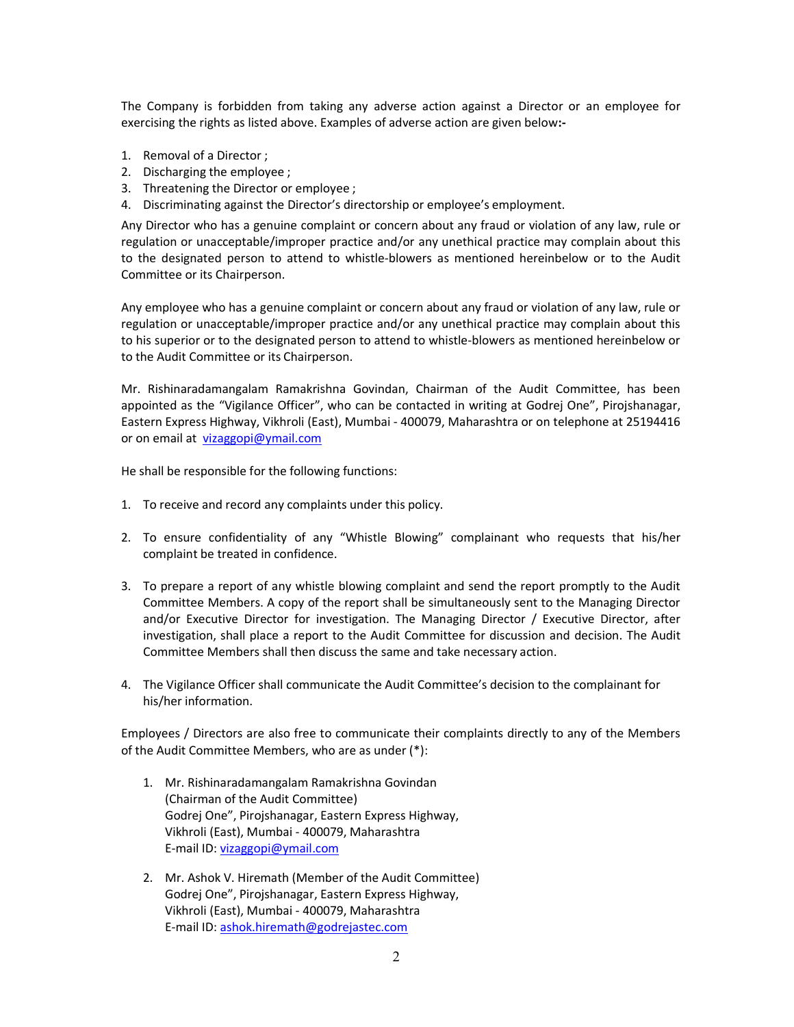The Company is forbidden from taking any adverse action against a Director or an employee for exercising the rights as listed above. Examples of adverse action are given below**:-**

1. Removal of a Director ;
2. Discharging the employee ;
3. Threatening the Director or employee ;
4. Discriminating against the Director's directorship or employee's employment.

Any Director who has a genuine complaint or concern about any fraud or violation of any law, rule or regulation or unacceptable/improper practice and/or any unethical practice may complain about this to the designated person to attend to whistle-blowers as mentioned hereinbelow or to the Audit Committee or its Chairperson.

Any employee who has a genuine complaint or concern about any fraud or violation of any law, rule or regulation or unacceptable/improper practice and/or any unethical practice may complain about this to his superior or to the designated person to attend to whistle-blowers as mentioned hereinbelow or to the Audit Committee or its Chairperson.

Mr. Rishinaradamangalam Ramakrishna Govindan, Chairman of the Audit Committee, has been appointed as the "Vigilance Officer", who can be contacted in writing at Godrej One", Pirojshanagar, Eastern Express Highway, Vikhroli (East), Mumbai - 400079, Maharashtra or on telephone at 25194416 or on email at vizaggopi@ymail.com

He shall be responsible for the following functions:

1. To receive and record any complaints under this policy.

2. To ensure confidentiality of any "Whistle Blowing" complainant who requests that his/her complaint be treated in confidence.

3. To prepare a report of any whistle blowing complaint and send the report promptly to the Audit Committee Members. A copy of the report shall be simultaneously sent to the Managing Director and/or Executive Director for investigation. The Managing Director / Executive Director, after investigation, shall place a report to the Audit Committee for discussion and decision. The Audit Committee Members shall then discuss the same and take necessary action.

4. The Vigilance Officer shall communicate the Audit Committee's decision to the complainant for his/her information.

Employees / Directors are also free to communicate their complaints directly to any of the Members of the Audit Committee Members, who are as under (*):

1. Mr. Rishinaradamangalam Ramakrishna Govindan
   (Chairman of the Audit Committee)
   Godrej One", Pirojshanagar, Eastern Express Highway,
   Vikhroli (East), Mumbai - 400079, Maharashtra
   E-mail ID: vizaggopi@ymail.com

2. Mr. Ashok V. Hiremath (Member of the Audit Committee)
   Godrej One", Pirojshanagar, Eastern Express Highway,
   Vikhroli (East), Mumbai - 400079, Maharashtra
   E-mail ID: ashok.hiremath@godrejastec.com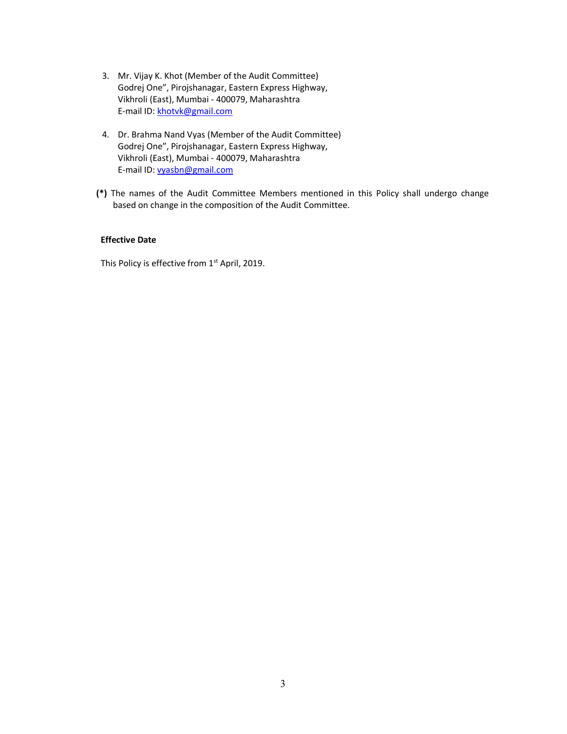3. Mr. Vijay K. Khot (Member of the Audit Committee)
   Godrej One", Pirojshanagar, Eastern Express Highway,
   Vikhroli (East), Mumbai - 400079, Maharashtra
   E-mail ID: khotvk@gmail.com

4. Dr. Brahma Nand Vyas (Member of the Audit Committee)
   Godrej One", Pirojshanagar, Eastern Express Highway,
   Vikhroli (East), Mumbai - 400079, Maharashtra
   E-mail ID: vyasbn@gmail.com

**(*)** The names of the Audit Committee Members mentioned in this Policy shall undergo change based on change in the composition of the Audit Committee.

**Effective Date**

This Policy is effective from 1st April, 2019.